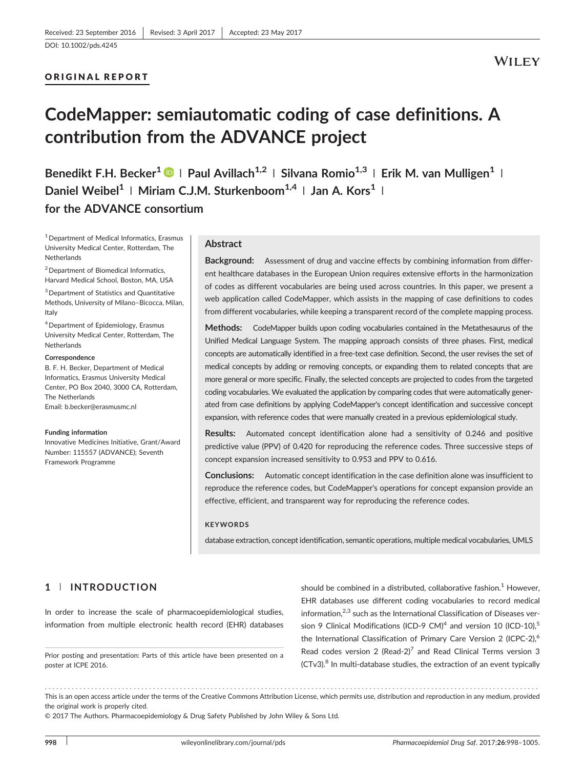Received: 23 September 2016 | Revised: 3 April 2017 | Accepted: 23 May 2017

DOI: 10.1002/pds.4245

ORIGINAL REPORT

# CodeMapper: semiautomatic coding of case definitions. A contribution from the ADVANCE project

Benedikt F.H. Becker[1] | Paul Avillach[1,2] | Silvana Romio[1,3] | Erik M. van Mulligen[1] | Daniel Weibel[1] | Miriam C.J.M. Sturkenboom[1,4] | Jan A. Kors[1] | for the ADVANCE consortium

[1] Department of Medical Informatics, Erasmus University Medical Center, Rotterdam, The Netherlands

[2] Department of Biomedical Informatics, Harvard Medical School, Boston, MA, USA

[3] Department of Statistics and Quantitative Methods, University of Milano–Bicocca, Milan, Italy

[4] Department of Epidemiology, Erasmus University Medical Center, Rotterdam, The Netherlands

**Correspondence**
B. F. H. Becker, Department of Medical Informatics, Erasmus University Medical Center, PO Box 2040, 3000 CA, Rotterdam, The Netherlands
Email: b.becker@erasmusmc.nl

**Funding information**
Innovative Medicines Initiative, Grant/Award Number: 115557 (ADVANCE); Seventh Framework Programme

## Abstract

**Background:** Assessment of drug and vaccine effects by combining information from different healthcare databases in the European Union requires extensive efforts in the harmonization of codes as different vocabularies are being used across countries. In this paper, we present a web application called CodeMapper, which assists in the mapping of case definitions to codes from different vocabularies, while keeping a transparent record of the complete mapping process.

**Methods:** CodeMapper builds upon coding vocabularies contained in the Metathesaurus of the Unified Medical Language System. The mapping approach consists of three phases. First, medical concepts are automatically identified in a free-text case definition. Second, the user revises the set of medical concepts by adding or removing concepts, or expanding them to related concepts that are more general or more specific. Finally, the selected concepts are projected to codes from the targeted coding vocabularies. We evaluated the application by comparing codes that were automatically generated from case definitions by applying CodeMapper's concept identification and successive concept expansion, with reference codes that were manually created in a previous epidemiological study.

**Results:** Automated concept identification alone had a sensitivity of 0.246 and positive predictive value (PPV) of 0.420 for reproducing the reference codes. Three successive steps of concept expansion increased sensitivity to 0.953 and PPV to 0.616.

**Conclusions:** Automatic concept identification in the case definition alone was insufficient to reproduce the reference codes, but CodeMapper's operations for concept expansion provide an effective, efficient, and transparent way for reproducing the reference codes.

**KEYWORDS**

database extraction, concept identification, semantic operations, multiple medical vocabularies, UMLS

## 1 | INTRODUCTION

In order to increase the scale of pharmacoepidemiological studies, information from multiple electronic health record (EHR) databases should be combined in a distributed, collaborative fashion.[1] However, EHR databases use different coding vocabularies to record medical information,[2,3] such as the International Classification of Diseases version 9 Clinical Modifications (ICD-9 CM)[4] and version 10 (ICD-10),[5] the International Classification of Primary Care Version 2 (ICPC-2),[6] Read codes version 2 (Read-2)[7] and Read Clinical Terms version 3 (CTv3).[8] In multi-database studies, the extraction of an event typically

Prior posting and presentation: Parts of this article have been presented on a poster at ICPE 2016.

This is an open access article under the terms of the Creative Commons Attribution License, which permits use, distribution and reproduction in any medium, provided the original work is properly cited.

© 2017 The Authors. Pharmacoepidemiology & Drug Safety Published by John Wiley & Sons Ltd.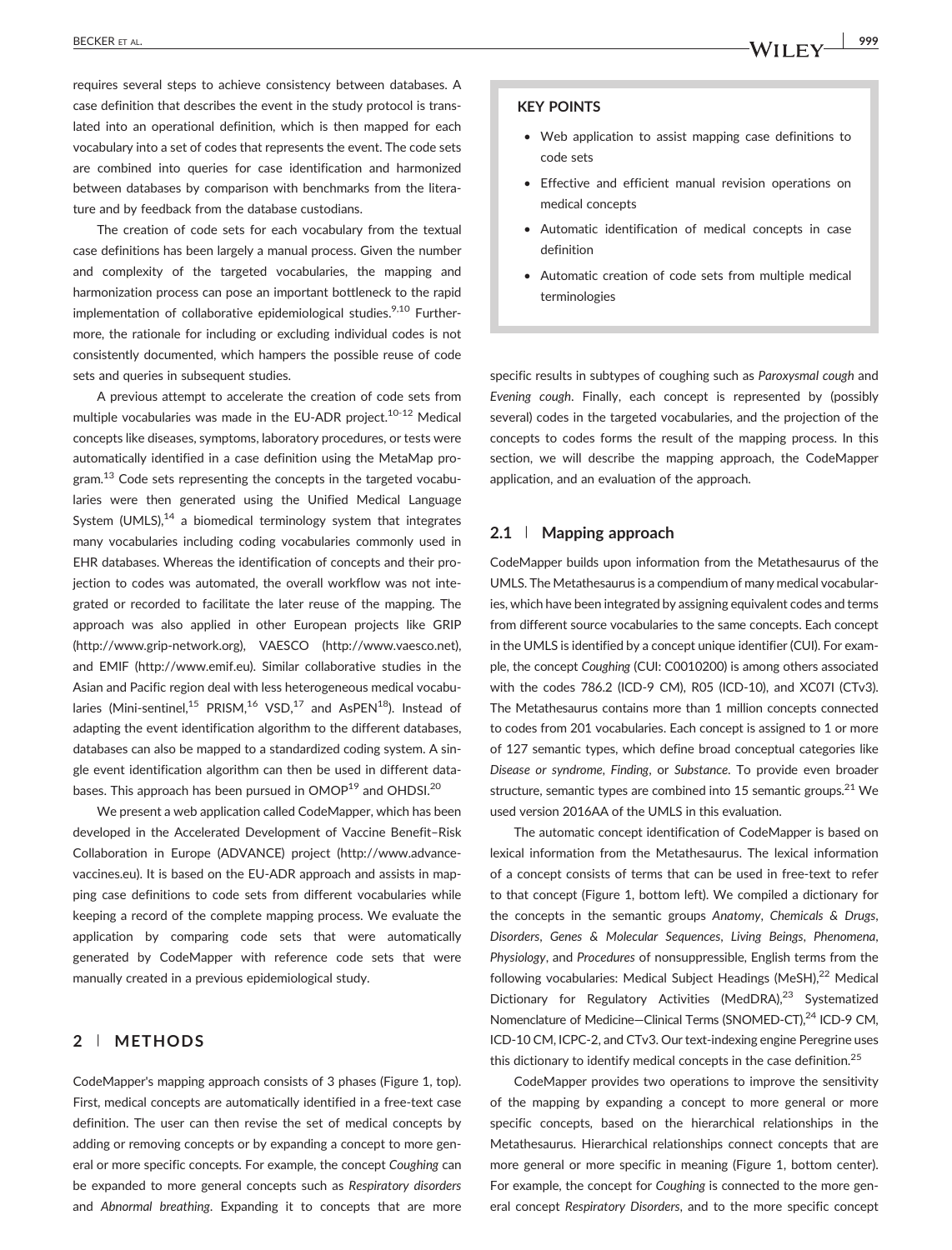requires several steps to achieve consistency between databases. A case definition that describes the event in the study protocol is translated into an operational definition, which is then mapped for each vocabulary into a set of codes that represents the event. The code sets are combined into queries for case identification and harmonized between databases by comparison with benchmarks from the literature and by feedback from the database custodians.

The creation of code sets for each vocabulary from the textual case definitions has been largely a manual process. Given the number and complexity of the targeted vocabularies, the mapping and harmonization process can pose an important bottleneck to the rapid implementation of collaborative epidemiological studies.[9,10] Furthermore, the rationale for including or excluding individual codes is not consistently documented, which hampers the possible reuse of code sets and queries in subsequent studies.

A previous attempt to accelerate the creation of code sets from multiple vocabularies was made in the EU-ADR project.[10-12] Medical concepts like diseases, symptoms, laboratory procedures, or tests were automatically identified in a case definition using the MetaMap program.[13] Code sets representing the concepts in the targeted vocabularies were then generated using the Unified Medical Language System (UMLS),[14] a biomedical terminology system that integrates many vocabularies including coding vocabularies commonly used in EHR databases. Whereas the identification of concepts and their projection to codes was automated, the overall workflow was not integrated or recorded to facilitate the later reuse of the mapping. The approach was also applied in other European projects like GRIP (http://www.grip-network.org), VAESCO (http://www.vaesco.net), and EMIF (http://www.emif.eu). Similar collaborative studies in the Asian and Pacific region deal with less heterogeneous medical vocabularies (Mini-sentinel,[15] PRISM,[16] VSD,[17] and AsPEN[18]). Instead of adapting the event identification algorithm to the different databases, databases can also be mapped to a standardized coding system. A single event identification algorithm can then be used in different databases. This approach has been pursued in OMOP[19] and OHDSI.[20]

We present a web application called CodeMapper, which has been developed in the Accelerated Development of Vaccine Benefit–Risk Collaboration in Europe (ADVANCE) project (http://www.advance-vaccines.eu). It is based on the EU-ADR approach and assists in mapping case definitions to code sets from different vocabularies while keeping a record of the complete mapping process. We evaluate the application by comparing code sets that were automatically generated by CodeMapper with reference code sets that were manually created in a previous epidemiological study.

**KEY POINTS**

- Web application to assist mapping case definitions to code sets
- Effective and efficient manual revision operations on medical concepts
- Automatic identification of medical concepts in case definition
- Automatic creation of code sets from multiple medical terminologies

## 2 | METHODS

CodeMapper's mapping approach consists of 3 phases (Figure 1, top). First, medical concepts are automatically identified in a free-text case definition. The user can then revise the set of medical concepts by adding or removing concepts or by expanding a concept to more general or more specific concepts. For example, the concept *Coughing* can be expanded to more general concepts such as *Respiratory disorders* and *Abnormal breathing*. Expanding it to concepts that are more specific results in subtypes of coughing such as *Paroxysmal cough* and *Evening cough*. Finally, each concept is represented by (possibly several) codes in the targeted vocabularies, and the projection of the concepts to codes forms the result of the mapping process. In this section, we will describe the mapping approach, the CodeMapper application, and an evaluation of the approach.

### 2.1 | Mapping approach

CodeMapper builds upon information from the Metathesaurus of the UMLS. The Metathesaurus is a compendium of many medical vocabularies, which have been integrated by assigning equivalent codes and terms from different source vocabularies to the same concepts. Each concept in the UMLS is identified by a concept unique identifier (CUI). For example, the concept *Coughing* (CUI: C0010200) is among others associated with the codes 786.2 (ICD-9 CM), R05 (ICD-10), and XC07I (CTv3). The Metathesaurus contains more than 1 million concepts connected to codes from 201 vocabularies. Each concept is assigned to 1 or more of 127 semantic types, which define broad conceptual categories like *Disease or syndrome*, *Finding*, or *Substance*. To provide even broader structure, semantic types are combined into 15 semantic groups.[21] We used version 2016AA of the UMLS in this evaluation.

The automatic concept identification of CodeMapper is based on lexical information from the Metathesaurus. The lexical information of a concept consists of terms that can be used in free-text to refer to that concept (Figure 1, bottom left). We compiled a dictionary for the concepts in the semantic groups *Anatomy*, *Chemicals & Drugs*, *Disorders*, *Genes & Molecular Sequences*, *Living Beings*, *Phenomena*, *Physiology*, and *Procedures* of nonsuppressible, English terms from the following vocabularies: Medical Subject Headings (MeSH),[22] Medical Dictionary for Regulatory Activities (MedDRA),[23] Systematized Nomenclature of Medicine—Clinical Terms (SNOMED-CT),[24] ICD-9 CM, ICD-10 CM, ICPC-2, and CTv3. Our text-indexing engine Peregrine uses this dictionary to identify medical concepts in the case definition.[25]

CodeMapper provides two operations to improve the sensitivity of the mapping by expanding a concept to more general or more specific concepts, based on the hierarchical relationships in the Metathesaurus. Hierarchical relationships connect concepts that are more general or more specific in meaning (Figure 1, bottom center). For example, the concept for *Coughing* is connected to the more general concept *Respiratory Disorders*, and to the more specific concept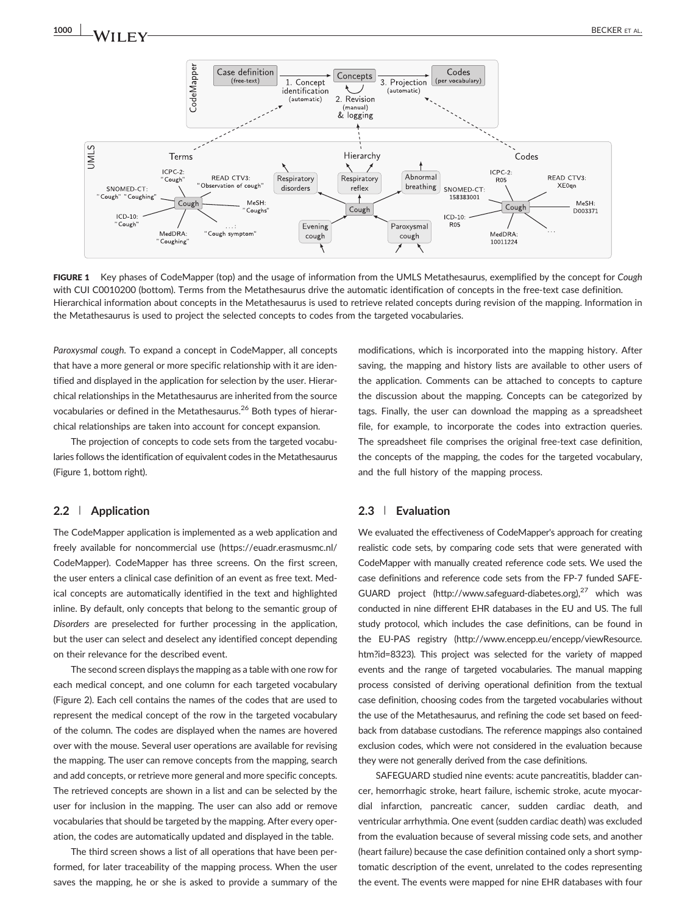**FIGURE 1** Key phases of CodeMapper (top) and the usage of information from the UMLS Metathesaurus, exemplified by the concept for *Cough* with CUI C0010200 (bottom). Terms from the Metathesaurus drive the automatic identification of concepts in the free-text case definition. Hierarchical information about concepts in the Metathesaurus is used to retrieve related concepts during revision of the mapping. Information in the Metathesaurus is used to project the selected concepts to codes from the targeted vocabularies.

*Paroxysmal cough*. To expand a concept in CodeMapper, all concepts that have a more general or more specific relationship with it are identified and displayed in the application for selection by the user. Hierarchical relationships in the Metathesaurus are inherited from the source vocabularies or defined in the Metathesaurus.[26] Both types of hierarchical relationships are taken into account for concept expansion.

The projection of concepts to code sets from the targeted vocabularies follows the identification of equivalent codes in the Metathesaurus (Figure 1, bottom right).

## 2.2 | Application

The CodeMapper application is implemented as a web application and freely available for noncommercial use (https://euadr.erasmusmc.nl/CodeMapper). CodeMapper has three screens. On the first screen, the user enters a clinical case definition of an event as free text. Medical concepts are automatically identified in the text and highlighted inline. By default, only concepts that belong to the semantic group of *Disorders* are preselected for further processing in the application, but the user can select and deselect any identified concept depending on their relevance for the described event.

The second screen displays the mapping as a table with one row for each medical concept, and one column for each targeted vocabulary (Figure 2). Each cell contains the names of the codes that are used to represent the medical concept of the row in the targeted vocabulary of the column. The codes are displayed when the names are hovered over with the mouse. Several user operations are available for revising the mapping. The user can remove concepts from the mapping, search and add concepts, or retrieve more general and more specific concepts. The retrieved concepts are shown in a list and can be selected by the user for inclusion in the mapping. The user can also add or remove vocabularies that should be targeted by the mapping. After every operation, the codes are automatically updated and displayed in the table.

The third screen shows a list of all operations that have been performed, for later traceability of the mapping process. When the user saves the mapping, he or she is asked to provide a summary of the modifications, which is incorporated into the mapping history. After saving, the mapping and history lists are available to other users of the application. Comments can be attached to concepts to capture the discussion about the mapping. Concepts can be categorized by tags. Finally, the user can download the mapping as a spreadsheet file, for example, to incorporate the codes into extraction queries. The spreadsheet file comprises the original free-text case definition, the concepts of the mapping, the codes for the targeted vocabulary, and the full history of the mapping process.

## 2.3 | Evaluation

We evaluated the effectiveness of CodeMapper's approach for creating realistic code sets, by comparing code sets that were generated with CodeMapper with manually created reference code sets. We used the case definitions and reference code sets from the FP-7 funded SAFEGUARD project (http://www.safeguard-diabetes.org),[27] which was conducted in nine different EHR databases in the EU and US. The full study protocol, which includes the case definitions, can be found in the EU-PAS registry (http://www.encepp.eu/encepp/viewResource.htm?id=8323). This project was selected for the variety of mapped events and the range of targeted vocabularies. The manual mapping process consisted of deriving operational definition from the textual case definition, choosing codes from the targeted vocabularies without the use of the Metathesaurus, and refining the code set based on feedback from database custodians. The reference mappings also contained exclusion codes, which were not considered in the evaluation because they were not generally derived from the case definitions.

SAFEGUARD studied nine events: acute pancreatitis, bladder cancer, hemorrhagic stroke, heart failure, ischemic stroke, acute myocardial infarction, pancreatic cancer, sudden cardiac death, and ventricular arrhythmia. One event (sudden cardiac death) was excluded from the evaluation because of several missing code sets, and another (heart failure) because the case definition contained only a short symptomatic description of the event, unrelated to the codes representing the event. The events were mapped for nine EHR databases with four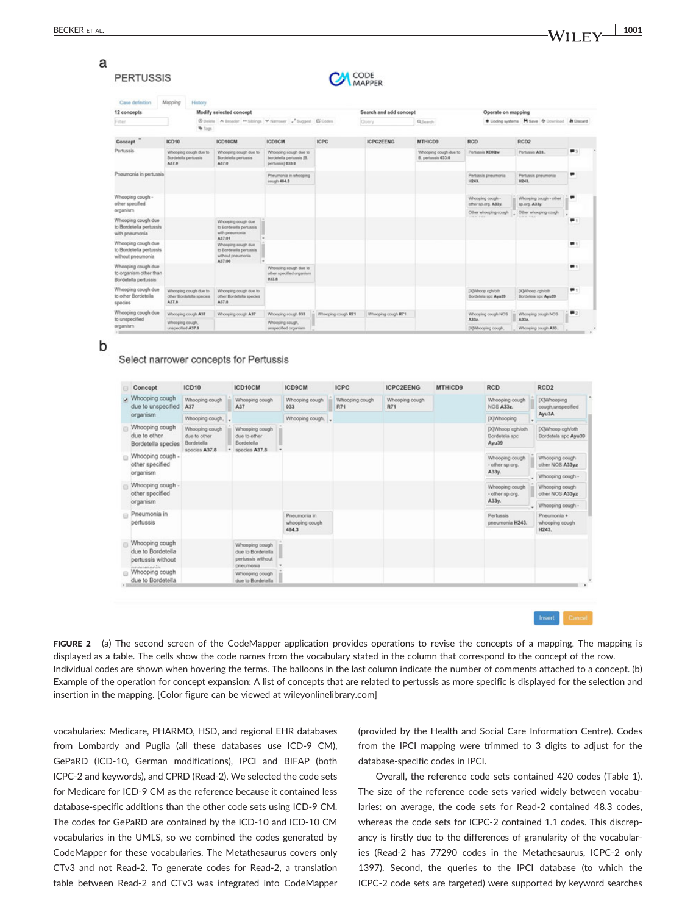**FIGURE 2** (a) The second screen of the CodeMapper application provides operations to revise the concepts of a mapping. The mapping is displayed as a table. The cells show the code names from the vocabulary stated in the column that correspond to the concept of the row. Individual codes are shown when hovering the terms. The balloons in the last column indicate the number of comments attached to a concept. (b) Example of the operation for concept expansion: A list of concepts that are related to pertussis as more specific is displayed for the selection and insertion in the mapping. [Color figure can be viewed at wileyonlinelibrary.com]

vocabularies: Medicare, PHARMO, HSD, and regional EHR databases from Lombardy and Puglia (all these databases use ICD-9 CM), GePaRD (ICD-10, German modifications), IPCI and BIFAP (both ICPC-2 and keywords), and CPRD (Read-2). We selected the code sets for Medicare for ICD-9 CM as the reference because it contained less database-specific additions than the other code sets using ICD-9 CM. The codes for GePaRD are contained by the ICD-10 and ICD-10 CM vocabularies in the UMLS, so we combined the codes generated by CodeMapper for these vocabularies. The Metathesaurus covers only CTv3 and not Read-2. To generate codes for Read-2, a translation table between Read-2 and CTv3 was integrated into CodeMapper (provided by the Health and Social Care Information Centre). Codes from the IPCI mapping were trimmed to 3 digits to adjust for the database-specific codes in IPCI.

Overall, the reference code sets contained 420 codes (Table 1). The size of the reference code sets varied widely between vocabularies: on average, the code sets for Read-2 contained 48.3 codes, whereas the code sets for ICPC-2 contained 1.1 codes. This discrepancy is firstly due to the differences of granularity of the vocabularies (Read-2 has 77290 codes in the Metathesaurus, ICPC-2 only 1397). Second, the queries to the IPCI database (to which the ICPC-2 code sets are targeted) were supported by keyword searches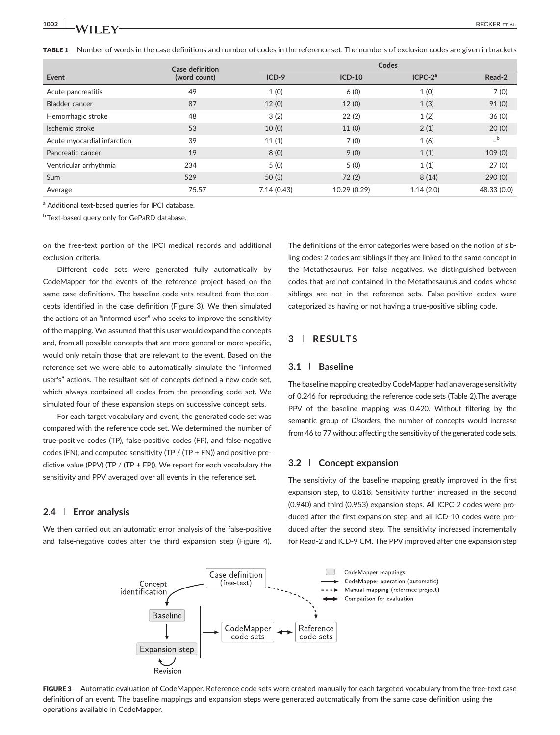**TABLE 1** Number of words in the case definitions and number of codes in the reference set. The numbers of exclusion codes are given in brackets

| Event | Case definition (word count) | Codes | | | |
|---|---|---|---|---|---|
| | | ICD-9 | ICD-10 | ICPC-2[a] | Read-2 |
| Acute pancreatitis | 49 | 1 (0) | 6 (0) | 1 (0) | 7 (0) |
| Bladder cancer | 87 | 12 (0) | 12 (0) | 1 (3) | 91 (0) |
| Hemorrhagic stroke | 48 | 3 (2) | 22 (2) | 1 (2) | 36 (0) |
| Ischemic stroke | 53 | 10 (0) | 11 (0) | 2 (1) | 20 (0) |
| Acute myocardial infarction | 39 | 11 (1) | 7 (0) | 1 (6) | –[b] |
| Pancreatic cancer | 19 | 8 (0) | 9 (0) | 1 (1) | 109 (0) |
| Ventricular arrhythmia | 234 | 5 (0) | 5 (0) | 1 (1) | 27 (0) |
| Sum | 529 | 50 (3) | 72 (2) | 8 (14) | 290 (0) |
| Average | 75.57 | 7.14 (0.43) | 10.29 (0.29) | 1.14 (2.0) | 48.33 (0.0) |

[a] Additional text-based queries for IPCI database.

[b] Text-based query only for GePaRD database.

on the free-text portion of the IPCI medical records and additional exclusion criteria.

Different code sets were generated fully automatically by CodeMapper for the events of the reference project based on the same case definitions. The baseline code sets resulted from the concepts identified in the case definition (Figure 3). We then simulated the actions of an "informed user" who seeks to improve the sensitivity of the mapping. We assumed that this user would expand the concepts and, from all possible concepts that are more general or more specific, would only retain those that are relevant to the event. Based on the reference set we were able to automatically simulate the "informed user's" actions. The resultant set of concepts defined a new code set, which always contained all codes from the preceding code set. We simulated four of these expansion steps on successive concept sets.

For each target vocabulary and event, the generated code set was compared with the reference code set. We determined the number of true-positive codes (TP), false-positive codes (FP), and false-negative codes (FN), and computed sensitivity (TP / (TP + FN)) and positive predictive value (PPV) (TP / (TP + FP)). We report for each vocabulary the sensitivity and PPV averaged over all events in the reference set.

### 2.4 | Error analysis

We then carried out an automatic error analysis of the false-positive and false-negative codes after the third expansion step (Figure 4). The definitions of the error categories were based on the notion of sibling codes: 2 codes are siblings if they are linked to the same concept in the Metathesaurus. For false negatives, we distinguished between codes that are not contained in the Metathesaurus and codes whose siblings are not in the reference sets. False-positive codes were categorized as having or not having a true-positive sibling code.

## 3 | RESULTS

### 3.1 | Baseline

The baseline mapping created by CodeMapper had an average sensitivity of 0.246 for reproducing the reference code sets (Table 2).The average PPV of the baseline mapping was 0.420. Without filtering by the semantic group of *Disorders*, the number of concepts would increase from 46 to 77 without affecting the sensitivity of the generated code sets.

### 3.2 | Concept expansion

The sensitivity of the baseline mapping greatly improved in the first expansion step, to 0.818. Sensitivity further increased in the second (0.940) and third (0.953) expansion steps. All ICPC-2 codes were produced after the first expansion step and all ICD-10 codes were produced after the second step. The sensitivity increased incrementally for Read-2 and ICD-9 CM. The PPV improved after one expansion step

**FIGURE 3** Automatic evaluation of CodeMapper. Reference code sets were created manually for each targeted vocabulary from the free-text case definition of an event. The baseline mappings and expansion steps were generated automatically from the same case definition using the operations available in CodeMapper.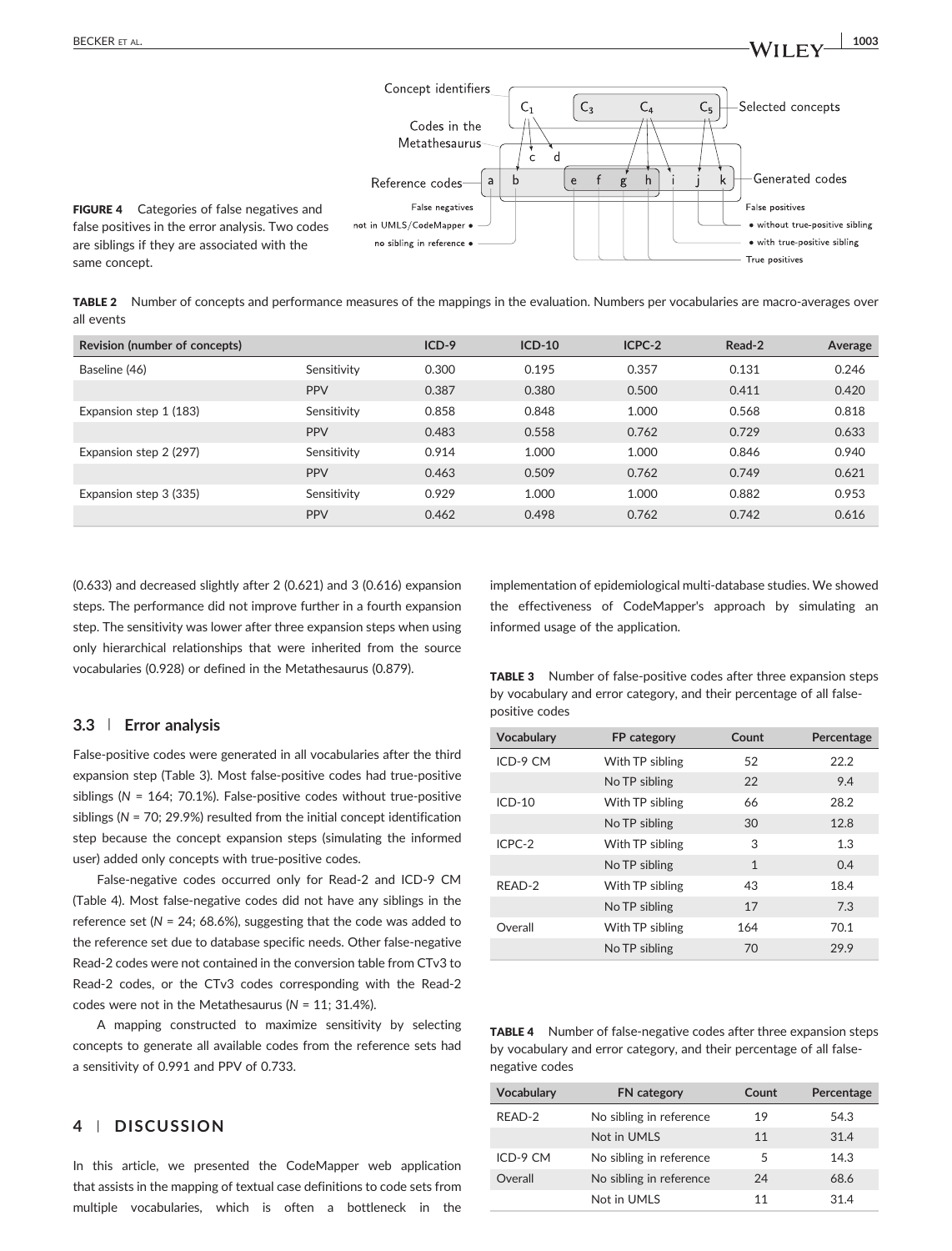FIGURE 4 Categories of false negatives and false positives in the error analysis. Two codes are siblings if they are associated with the same concept.

TABLE 2 Number of concepts and performance measures of the mappings in the evaluation. Numbers per vocabularies are macro-averages over all events

| Revision (number of concepts) | | ICD-9 | ICD-10 | ICPC-2 | Read-2 | Average |
|---|---|---|---|---|---|---|
| Baseline (46) | Sensitivity | 0.300 | 0.195 | 0.357 | 0.131 | 0.246 |
| | PPV | 0.387 | 0.380 | 0.500 | 0.411 | 0.420 |
| Expansion step 1 (183) | Sensitivity | 0.858 | 0.848 | 1.000 | 0.568 | 0.818 |
| | PPV | 0.483 | 0.558 | 0.762 | 0.729 | 0.633 |
| Expansion step 2 (297) | Sensitivity | 0.914 | 1.000 | 1.000 | 0.846 | 0.940 |
| | PPV | 0.463 | 0.509 | 0.762 | 0.749 | 0.621 |
| Expansion step 3 (335) | Sensitivity | 0.929 | 1.000 | 1.000 | 0.882 | 0.953 |
| | PPV | 0.462 | 0.498 | 0.762 | 0.742 | 0.616 |

(0.633) and decreased slightly after 2 (0.621) and 3 (0.616) expansion steps. The performance did not improve further in a fourth expansion step. The sensitivity was lower after three expansion steps when using only hierarchical relationships that were inherited from the source vocabularies (0.928) or defined in the Metathesaurus (0.879).

### 3.3 | Error analysis

False-positive codes were generated in all vocabularies after the third expansion step (Table 3). Most false-positive codes had true-positive siblings ($N$ = 164; 70.1%). False-positive codes without true-positive siblings ($N$ = 70; 29.9%) resulted from the initial concept identification step because the concept expansion steps (simulating the informed user) added only concepts with true-positive codes.

False-negative codes occurred only for Read-2 and ICD-9 CM (Table 4). Most false-negative codes did not have any siblings in the reference set ($N$ = 24; 68.6%), suggesting that the code was added to the reference set due to database specific needs. Other false-negative Read-2 codes were not contained in the conversion table from CTv3 to Read-2 codes, or the CTv3 codes corresponding with the Read-2 codes were not in the Metathesaurus ($N$ = 11; 31.4%).

A mapping constructed to maximize sensitivity by selecting concepts to generate all available codes from the reference sets had a sensitivity of 0.991 and PPV of 0.733.

## 4 | DISCUSSION

In this article, we presented the CodeMapper web application that assists in the mapping of textual case definitions to code sets from multiple vocabularies, which is often a bottleneck in the implementation of epidemiological multi-database studies. We showed the effectiveness of CodeMapper's approach by simulating an informed usage of the application.

TABLE 3 Number of false-positive codes after three expansion steps by vocabulary and error category, and their percentage of all false-positive codes

| Vocabulary | FP category | Count | Percentage |
|---|---|---|---|
| ICD-9 CM | With TP sibling | 52 | 22.2 |
| | No TP sibling | 22 | 9.4 |
| ICD-10 | With TP sibling | 66 | 28.2 |
| | No TP sibling | 30 | 12.8 |
| ICPC-2 | With TP sibling | 3 | 1.3 |
| | No TP sibling | 1 | 0.4 |
| READ-2 | With TP sibling | 43 | 18.4 |
| | No TP sibling | 17 | 7.3 |
| Overall | With TP sibling | 164 | 70.1 |
| | No TP sibling | 70 | 29.9 |

TABLE 4 Number of false-negative codes after three expansion steps by vocabulary and error category, and their percentage of all false-negative codes

| Vocabulary | FN category | Count | Percentage |
|---|---|---|---|
| READ-2 | No sibling in reference | 19 | 54.3 |
| | Not in UMLS | 11 | 31.4 |
| ICD-9 CM | No sibling in reference | 5 | 14.3 |
| Overall | No sibling in reference | 24 | 68.6 |
| | Not in UMLS | 11 | 31.4 |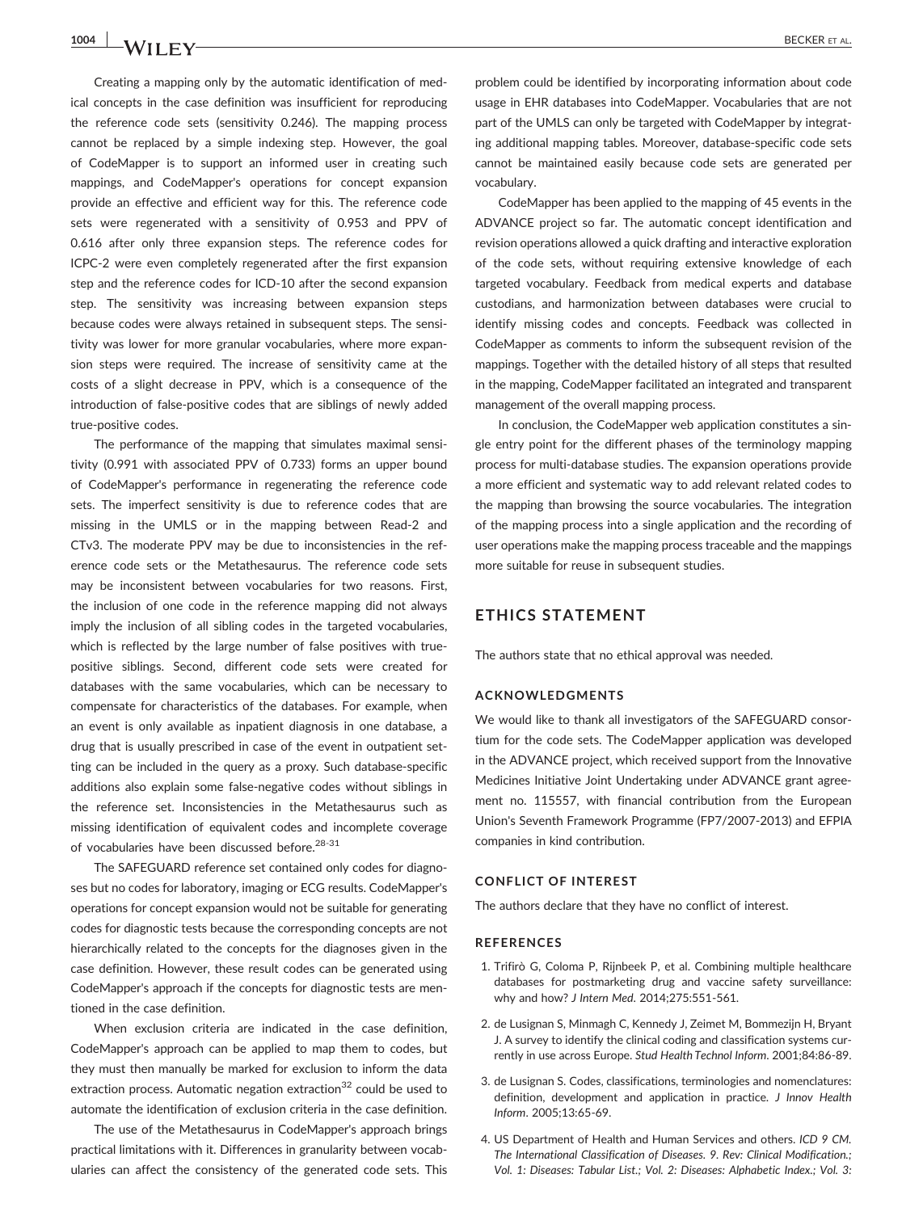Creating a mapping only by the automatic identification of medical concepts in the case definition was insufficient for reproducing the reference code sets (sensitivity 0.246). The mapping process cannot be replaced by a simple indexing step. However, the goal of CodeMapper is to support an informed user in creating such mappings, and CodeMapper's operations for concept expansion provide an effective and efficient way for this. The reference code sets were regenerated with a sensitivity of 0.953 and PPV of 0.616 after only three expansion steps. The reference codes for ICPC-2 were even completely regenerated after the first expansion step and the reference codes for ICD-10 after the second expansion step. The sensitivity was increasing between expansion steps because codes were always retained in subsequent steps. The sensitivity was lower for more granular vocabularies, where more expansion steps were required. The increase of sensitivity came at the costs of a slight decrease in PPV, which is a consequence of the introduction of false-positive codes that are siblings of newly added true-positive codes.

The performance of the mapping that simulates maximal sensitivity (0.991 with associated PPV of 0.733) forms an upper bound of CodeMapper's performance in regenerating the reference code sets. The imperfect sensitivity is due to reference codes that are missing in the UMLS or in the mapping between Read-2 and CTv3. The moderate PPV may be due to inconsistencies in the reference code sets or the Metathesaurus. The reference code sets may be inconsistent between vocabularies for two reasons. First, the inclusion of one code in the reference mapping did not always imply the inclusion of all sibling codes in the targeted vocabularies, which is reflected by the large number of false positives with true-positive siblings. Second, different code sets were created for databases with the same vocabularies, which can be necessary to compensate for characteristics of the databases. For example, when an event is only available as inpatient diagnosis in one database, a drug that is usually prescribed in case of the event in outpatient setting can be included in the query as a proxy. Such database-specific additions also explain some false-negative codes without siblings in the reference set. Inconsistencies in the Metathesaurus such as missing identification of equivalent codes and incomplete coverage of vocabularies have been discussed before.[28-31]

The SAFEGUARD reference set contained only codes for diagnoses but no codes for laboratory, imaging or ECG results. CodeMapper's operations for concept expansion would not be suitable for generating codes for diagnostic tests because the corresponding concepts are not hierarchically related to the concepts for the diagnoses given in the case definition. However, these result codes can be generated using CodeMapper's approach if the concepts for diagnostic tests are mentioned in the case definition.

When exclusion criteria are indicated in the case definition, CodeMapper's approach can be applied to map them to codes, but they must then manually be marked for exclusion to inform the data extraction process. Automatic negation extraction[32] could be used to automate the identification of exclusion criteria in the case definition.

The use of the Metathesaurus in CodeMapper's approach brings practical limitations with it. Differences in granularity between vocabularies can affect the consistency of the generated code sets. This problem could be identified by incorporating information about code usage in EHR databases into CodeMapper. Vocabularies that are not part of the UMLS can only be targeted with CodeMapper by integrating additional mapping tables. Moreover, database-specific code sets cannot be maintained easily because code sets are generated per vocabulary.

CodeMapper has been applied to the mapping of 45 events in the ADVANCE project so far. The automatic concept identification and revision operations allowed a quick drafting and interactive exploration of the code sets, without requiring extensive knowledge of each targeted vocabulary. Feedback from medical experts and database custodians, and harmonization between databases were crucial to identify missing codes and concepts. Feedback was collected in CodeMapper as comments to inform the subsequent revision of the mappings. Together with the detailed history of all steps that resulted in the mapping, CodeMapper facilitated an integrated and transparent management of the overall mapping process.

In conclusion, the CodeMapper web application constitutes a single entry point for the different phases of the terminology mapping process for multi-database studies. The expansion operations provide a more efficient and systematic way to add relevant related codes to the mapping than browsing the source vocabularies. The integration of the mapping process into a single application and the recording of user operations make the mapping process traceable and the mappings more suitable for reuse in subsequent studies.

## ETHICS STATEMENT

The authors state that no ethical approval was needed.

### ACKNOWLEDGMENTS

We would like to thank all investigators of the SAFEGUARD consortium for the code sets. The CodeMapper application was developed in the ADVANCE project, which received support from the Innovative Medicines Initiative Joint Undertaking under ADVANCE grant agreement no. 115557, with financial contribution from the European Union's Seventh Framework Programme (FP7/2007-2013) and EFPIA companies in kind contribution.

### CONFLICT OF INTEREST

The authors declare that they have no conflict of interest.

### REFERENCES

1. Trifirò G, Coloma P, Rijnbeek P, et al. Combining multiple healthcare databases for postmarketing drug and vaccine safety surveillance: why and how? *J Intern Med*. 2014;275:551-561.
2. de Lusignan S, Minmagh C, Kennedy J, Zeimet M, Bommezijn H, Bryant J. A survey to identify the clinical coding and classification systems currently in use across Europe. *Stud Health Technol Inform*. 2001;84:86-89.
3. de Lusignan S. Codes, classifications, terminologies and nomenclatures: definition, development and application in practice. *J Innov Health Inform*. 2005;13:65-69.
4. US Department of Health and Human Services and others. *ICD 9 CM. The International Classification of Diseases. 9. Rev: Clinical Modification.; Vol. 1: Diseases: Tabular List.; Vol. 2: Diseases: Alphabetic Index.; Vol. 3:*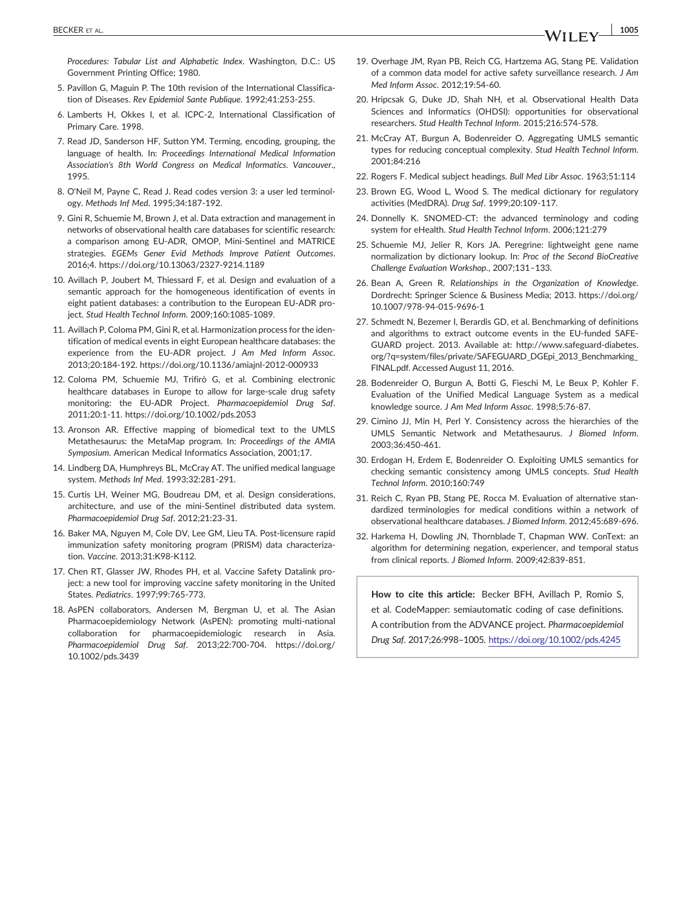*Procedures: Tabular List and Alphabetic Index*. Washington, D.C.: US Government Printing Office; 1980.

5. Pavillon G, Maguin P. The 10th revision of the International Classification of Diseases. *Rev Epidemiol Sante Publique*. 1992;41:253-255.
6. Lamberts H, Okkes I, et al. ICPC-2, International Classification of Primary Care. 1998.
7. Read JD, Sanderson HF, Sutton YM. Terming, encoding, grouping, the language of health. In: *Proceedings International Medical Information Association's 8th World Congress on Medical Informatics. Vancouver*., 1995.
8. O'Neil M, Payne C, Read J. Read codes version 3: a user led terminology. *Methods Inf Med*. 1995;34:187-192.
9. Gini R, Schuemie M, Brown J, et al. Data extraction and management in networks of observational health care databases for scientific research: a comparison among EU-ADR, OMOP, Mini-Sentinel and MATRICE strategies. *EGEMs Gener Evid Methods Improve Patient Outcomes*. 2016;4. https://doi.org/10.13063/2327-9214.1189
10. Avillach P, Joubert M, Thiessard F, et al. Design and evaluation of a semantic approach for the homogeneous identification of events in eight patient databases: a contribution to the European EU-ADR project. *Stud Health Technol Inform*. 2009;160:1085-1089.
11. Avillach P, Coloma PM, Gini R, et al. Harmonization process for the identification of medical events in eight European healthcare databases: the experience from the EU-ADR project. *J Am Med Inform Assoc*. 2013;20:184-192. https://doi.org/10.1136/amiajnl-2012-000933
12. Coloma PM, Schuemie MJ, Trifirò G, et al. Combining electronic healthcare databases in Europe to allow for large-scale drug safety monitoring: the EU-ADR Project. *Pharmacoepidemiol Drug Saf*. 2011;20:1-11. https://doi.org/10.1002/pds.2053
13. Aronson AR. Effective mapping of biomedical text to the UMLS Metathesaurus: the MetaMap program. In: *Proceedings of the AMIA Symposium*. American Medical Informatics Association, 2001;17.
14. Lindberg DA, Humphreys BL, McCray AT. The unified medical language system. *Methods Inf Med*. 1993;32:281-291.
15. Curtis LH, Weiner MG, Boudreau DM, et al. Design considerations, architecture, and use of the mini-Sentinel distributed data system. *Pharmacoepidemiol Drug Saf*. 2012;21:23-31.
16. Baker MA, Nguyen M, Cole DV, Lee GM, Lieu TA. Post-licensure rapid immunization safety monitoring program (PRISM) data characterization. *Vaccine*. 2013;31:K98-K112.
17. Chen RT, Glasser JW, Rhodes PH, et al. Vaccine Safety Datalink project: a new tool for improving vaccine safety monitoring in the United States. *Pediatrics*. 1997;99:765-773.
18. AsPEN collaborators, Andersen M, Bergman U, et al. The Asian Pharmacoepidemiology Network (AsPEN): promoting multi-national collaboration for pharmacoepidemiologic research in Asia. *Pharmacoepidemiol Drug Saf*. 2013;22:700-704. https://doi.org/10.1002/pds.3439
19. Overhage JM, Ryan PB, Reich CG, Hartzema AG, Stang PE. Validation of a common data model for active safety surveillance research. *J Am Med Inform Assoc*. 2012;19:54-60.
20. Hripcsak G, Duke JD, Shah NH, et al. Observational Health Data Sciences and Informatics (OHDSI): opportunities for observational researchers. *Stud Health Technol Inform*. 2015;216:574-578.
21. McCray AT, Burgun A, Bodenreider O. Aggregating UMLS semantic types for reducing conceptual complexity. *Stud Health Technol Inform*. 2001;84:216
22. Rogers F. Medical subject headings. *Bull Med Libr Assoc*. 1963;51:114
23. Brown EG, Wood L, Wood S. The medical dictionary for regulatory activities (MedDRA). *Drug Saf*. 1999;20:109-117.
24. Donnelly K. SNOMED-CT: the advanced terminology and coding system for eHealth. *Stud Health Technol Inform*. 2006;121:279
25. Schuemie MJ, Jelier R, Kors JA. Peregrine: lightweight gene name normalization by dictionary lookup. In: *Proc of the Second BioCreative Challenge Evaluation Workshop*., 2007;131–133.
26. Bean A, Green R. *Relationships in the Organization of Knowledge*. Dordrecht: Springer Science & Business Media; 2013. https://doi.org/10.1007/978-94-015-9696-1
27. Schmedt N, Bezemer I, Berardis GD, et al. Benchmarking of definitions and algorithms to extract outcome events in the EU-funded SAFEGUARD project. 2013. Available at: http://www.safeguard-diabetes.org/?q=system/files/private/SAFEGUARD_DGEpi_2013_Benchmarking_FINAL.pdf. Accessed August 11, 2016.
28. Bodenreider O, Burgun A, Botti G, Fieschi M, Le Beux P, Kohler F. Evaluation of the Unified Medical Language System as a medical knowledge source. *J Am Med Inform Assoc*. 1998;5:76-87.
29. Cimino JJ, Min H, Perl Y. Consistency across the hierarchies of the UMLS Semantic Network and Metathesaurus. *J Biomed Inform*. 2003;36:450-461.
30. Erdogan H, Erdem E, Bodenreider O. Exploiting UMLS semantics for checking semantic consistency among UMLS concepts. *Stud Health Technol Inform*. 2010;160:749
31. Reich C, Ryan PB, Stang PE, Rocca M. Evaluation of alternative standardized terminologies for medical conditions within a network of observational healthcare databases. *J Biomed Inform*. 2012;45:689-696.
32. Harkema H, Dowling JN, Thornblade T, Chapman WW. ConText: an algorithm for determining negation, experiencer, and temporal status from clinical reports. *J Biomed Inform*. 2009;42:839-851.

**How to cite this article:** Becker BFH, Avillach P, Romio S, et al. CodeMapper: semiautomatic coding of case definitions. A contribution from the ADVANCE project. *Pharmacoepidemiol Drug Saf*. 2017;26:998–1005. https://doi.org/10.1002/pds.4245